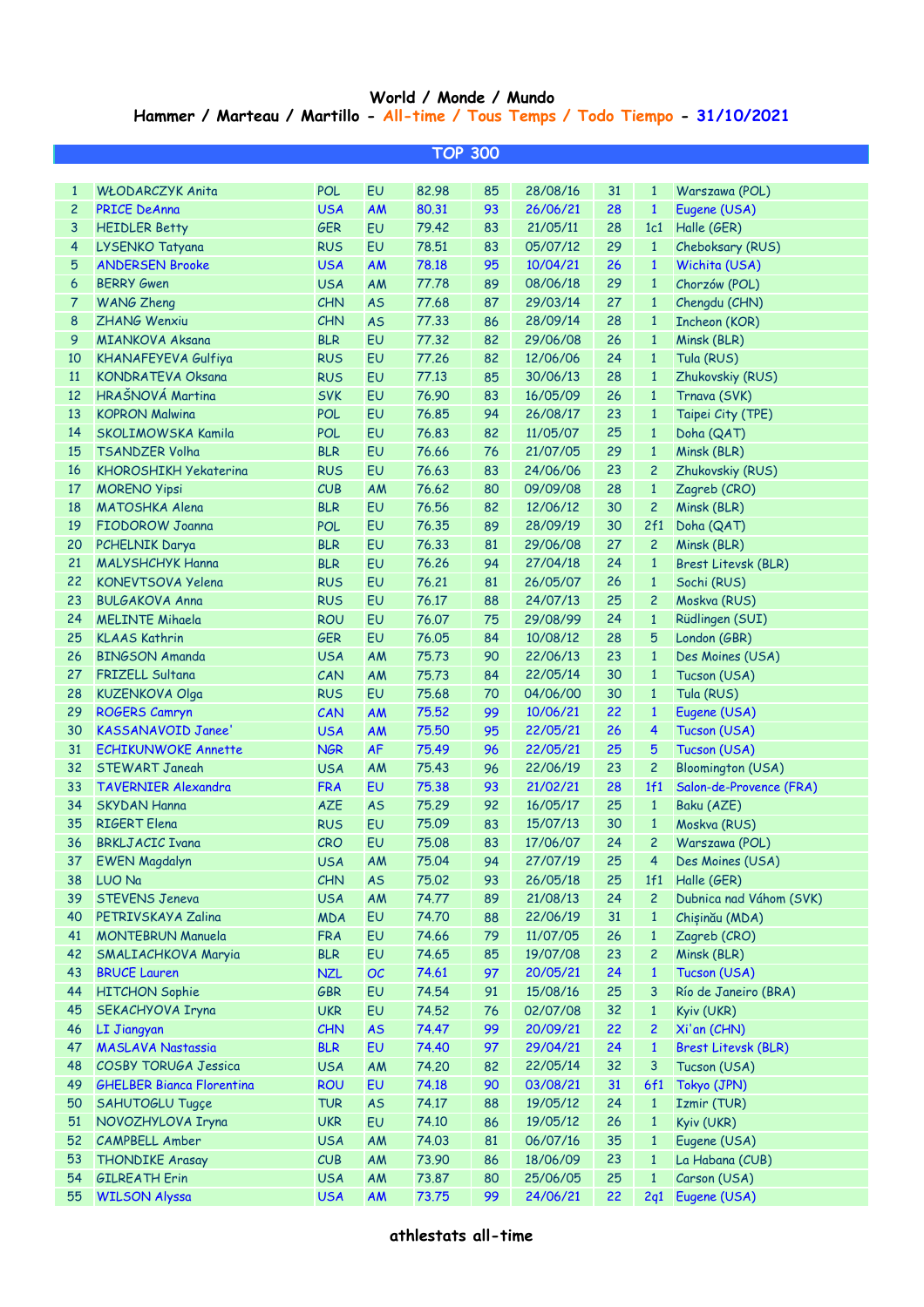# World / Monde / Mundo

## Hammer / Marteau / Martillo - All-time / Tous Temps / Todo Tiempo - 31/10/2021

### TOP 300

| | | | | | | | | | |
|---|---|---|---|---|---|---|---|---|---|
| 1 | WŁODARCZYK Anita | POL | EU | 82.98 | 85 | 28/08/16 | 31 | 1 | Warszawa (POL) |
| 2 | PRICE DeAnna | USA | AM | 80.31 | 93 | 26/06/21 | 28 | 1 | Eugene (USA) |
| 3 | HEIDLER Betty | GER | EU | 79.42 | 83 | 21/05/11 | 28 | 1c1 | Halle (GER) |
| 4 | LYSENKO Tatyana | RUS | EU | 78.51 | 83 | 05/07/12 | 29 | 1 | Cheboksary (RUS) |
| 5 | ANDERSEN Brooke | USA | AM | 78.18 | 95 | 10/04/21 | 26 | 1 | Wichita (USA) |
| 6 | BERRY Gwen | USA | AM | 77.78 | 89 | 08/06/18 | 29 | 1 | Chorzów (POL) |
| 7 | WANG Zheng | CHN | AS | 77.68 | 87 | 29/03/14 | 27 | 1 | Chengdu (CHN) |
| 8 | ZHANG Wenxiu | CHN | AS | 77.33 | 86 | 28/09/14 | 28 | 1 | Incheon (KOR) |
| 9 | MIANKOVA Aksana | BLR | EU | 77.32 | 82 | 29/06/08 | 26 | 1 | Minsk (BLR) |
| 10 | KHANAFEYEVA Gulfiya | RUS | EU | 77.26 | 82 | 12/06/06 | 24 | 1 | Tula (RUS) |
| 11 | KONDRATEVA Oksana | RUS | EU | 77.13 | 85 | 30/06/13 | 28 | 1 | Zhukovskiy (RUS) |
| 12 | HRAŠNOVÁ Martina | SVK | EU | 76.90 | 83 | 16/05/09 | 26 | 1 | Trnava (SVK) |
| 13 | KOPRON Malwina | POL | EU | 76.85 | 94 | 26/08/17 | 23 | 1 | Taipei City (TPE) |
| 14 | SKOLIMOWSKA Kamila | POL | EU | 76.83 | 82 | 11/05/07 | 25 | 1 | Doha (QAT) |
| 15 | TSANDZER Volha | BLR | EU | 76.66 | 76 | 21/07/05 | 29 | 1 | Minsk (BLR) |
| 16 | KHOROSHIKH Yekaterina | RUS | EU | 76.63 | 83 | 24/06/06 | 23 | 2 | Zhukovskiy (RUS) |
| 17 | MORENO Yipsi | CUB | AM | 76.62 | 80 | 09/09/08 | 28 | 1 | Zagreb (CRO) |
| 18 | MATOSHKA Alena | BLR | EU | 76.56 | 82 | 12/06/12 | 30 | 2 | Minsk (BLR) |
| 19 | FIODOROW Joanna | POL | EU | 76.35 | 89 | 28/09/19 | 30 | 2f1 | Doha (QAT) |
| 20 | PCHELNIK Darya | BLR | EU | 76.33 | 81 | 29/06/08 | 27 | 2 | Minsk (BLR) |
| 21 | MALYSHCHYK Hanna | BLR | EU | 76.26 | 94 | 27/04/18 | 24 | 1 | Brest Litevsk (BLR) |
| 22 | KONEVTSOVA Yelena | RUS | EU | 76.21 | 81 | 26/05/07 | 26 | 1 | Sochi (RUS) |
| 23 | BULGAKOVA Anna | RUS | EU | 76.17 | 88 | 24/07/13 | 25 | 2 | Moskva (RUS) |
| 24 | MELINTE Mihaela | ROU | EU | 76.07 | 75 | 29/08/99 | 24 | 1 | Rüdlingen (SUI) |
| 25 | KLAAS Kathrin | GER | EU | 76.05 | 84 | 10/08/12 | 28 | 5 | London (GBR) |
| 26 | BINGSON Amanda | USA | AM | 75.73 | 90 | 22/06/13 | 23 | 1 | Des Moines (USA) |
| 27 | FRIZELL Sultana | CAN | AM | 75.73 | 84 | 22/05/14 | 30 | 1 | Tucson (USA) |
| 28 | KUZENKOVA Olga | RUS | EU | 75.68 | 70 | 04/06/00 | 30 | 1 | Tula (RUS) |
| 29 | ROGERS Camryn | CAN | AM | 75.52 | 99 | 10/06/21 | 22 | 1 | Eugene (USA) |
| 30 | KASSANAVOID Janee' | USA | AM | 75.50 | 95 | 22/05/21 | 26 | 4 | Tucson (USA) |
| 31 | ECHIKUNWOKE Annette | NGR | AF | 75.49 | 96 | 22/05/21 | 25 | 5 | Tucson (USA) |
| 32 | STEWART Janeah | USA | AM | 75.43 | 96 | 22/06/19 | 23 | 2 | Bloomington (USA) |
| 33 | TAVERNIER Alexandra | FRA | EU | 75.38 | 93 | 21/02/21 | 28 | 1f1 | Salon-de-Provence (FRA) |
| 34 | SKYDAN Hanna | AZE | AS | 75.29 | 92 | 16/05/17 | 25 | 1 | Baku (AZE) |
| 35 | RIGERT Elena | RUS | EU | 75.09 | 83 | 15/07/13 | 30 | 1 | Moskva (RUS) |
| 36 | BRKLJACIC Ivana | CRO | EU | 75.08 | 83 | 17/06/07 | 24 | 2 | Warszawa (POL) |
| 37 | EWEN Magdalyn | USA | AM | 75.04 | 94 | 27/07/19 | 25 | 4 | Des Moines (USA) |
| 38 | LUO Na | CHN | AS | 75.02 | 93 | 26/05/18 | 25 | 1f1 | Halle (GER) |
| 39 | STEVENS Jeneva | USA | AM | 74.77 | 89 | 21/08/13 | 24 | 2 | Dubnica nad Váhom (SVK) |
| 40 | PETRIVSKAYA Zalina | MDA | EU | 74.70 | 88 | 22/06/19 | 31 | 1 | Chişinău (MDA) |
| 41 | MONTEBRUN Manuela | FRA | EU | 74.66 | 79 | 11/07/05 | 26 | 1 | Zagreb (CRO) |
| 42 | SMALIACHKOVA Maryia | BLR | EU | 74.65 | 85 | 19/07/08 | 23 | 2 | Minsk (BLR) |
| 43 | BRUCE Lauren | NZL | OC | 74.61 | 97 | 20/05/21 | 24 | 1 | Tucson (USA) |
| 44 | HITCHON Sophie | GBR | EU | 74.54 | 91 | 15/08/16 | 25 | 3 | Río de Janeiro (BRA) |
| 45 | SEKACHYOVA Iryna | UKR | EU | 74.52 | 76 | 02/07/08 | 32 | 1 | Kyiv (UKR) |
| 46 | LI Jiangyan | CHN | AS | 74.47 | 99 | 20/09/21 | 22 | 2 | Xi'an (CHN) |
| 47 | MASLAVA Nastassia | BLR | EU | 74.40 | 97 | 29/04/21 | 24 | 1 | Brest Litevsk (BLR) |
| 48 | COSBY TORUGA Jessica | USA | AM | 74.20 | 82 | 22/05/14 | 32 | 3 | Tucson (USA) |
| 49 | GHELBER Bianca Florentina | ROU | EU | 74.18 | 90 | 03/08/21 | 31 | 6f1 | Tokyo (JPN) |
| 50 | SAHUTOGLU Tugçe | TUR | AS | 74.17 | 88 | 19/05/12 | 24 | 1 | Izmir (TUR) |
| 51 | NOVOZHYLOVA Iryna | UKR | EU | 74.10 | 86 | 19/05/12 | 26 | 1 | Kyiv (UKR) |
| 52 | CAMPBELL Amber | USA | AM | 74.03 | 81 | 06/07/16 | 35 | 1 | Eugene (USA) |
| 53 | THONDIKE Arasay | CUB | AM | 73.90 | 86 | 18/06/09 | 23 | 1 | La Habana (CUB) |
| 54 | GILREATH Erin | USA | AM | 73.87 | 80 | 25/06/05 | 25 | 1 | Carson (USA) |
| 55 | WILSON Alyssa | USA | AM | 73.75 | 99 | 24/06/21 | 22 | 2q1 | Eugene (USA) |

athlestats all-time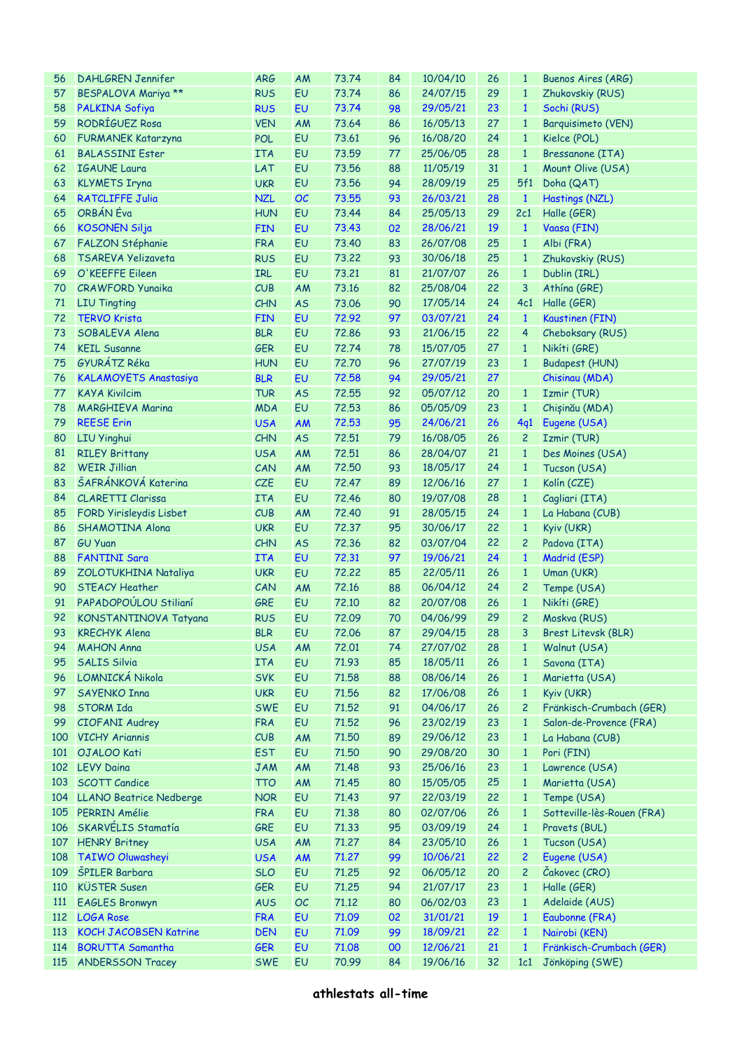| 56 | DAHLGREN Jennifer | ARG | AM | 73.74 | 84 | 10/04/10 | 26 | 1 | Buenos Aires (ARG) |
|---|---|---|---|---|---|---|---|---|---|
| 57 | BESPALOVA Mariya ** | RUS | EU | 73.74 | 86 | 24/07/15 | 29 | 1 | Zhukovskiy (RUS) |
| 58 | PALKINA Sofiya | RUS | EU | 73.74 | 98 | 29/05/21 | 23 | 1 | Sochi (RUS) |
| 59 | RODRÍGUEZ Rosa | VEN | AM | 73.64 | 86 | 16/05/13 | 27 | 1 | Barquisimeto (VEN) |
| 60 | FURMANEK Katarzyna | POL | EU | 73.61 | 96 | 16/08/20 | 24 | 1 | Kielce (POL) |
| 61 | BALASSINI Ester | ITA | EU | 73.59 | 77 | 25/06/05 | 28 | 1 | Bressanone (ITA) |
| 62 | IGAUNE Laura | LAT | EU | 73.56 | 88 | 11/05/19 | 31 | 1 | Mount Olive (USA) |
| 63 | KLYMETS Iryna | UKR | EU | 73.56 | 94 | 28/09/19 | 25 | 5f1 | Doha (QAT) |
| 64 | RATCLIFFE Julia | NZL | OC | 73.55 | 93 | 26/03/21 | 28 | 1 | Hastings (NZL) |
| 65 | ORBÁN Éva | HUN | EU | 73.44 | 84 | 25/05/13 | 29 | 2c1 | Halle (GER) |
| 66 | KOSONEN Silja | FIN | EU | 73.43 | 02 | 28/06/21 | 19 | 1 | Vaasa (FIN) |
| 67 | FALZON Stéphanie | FRA | EU | 73.40 | 83 | 26/07/08 | 25 | 1 | Albi (FRA) |
| 68 | TSAREVA Yelizaveta | RUS | EU | 73.22 | 93 | 30/06/18 | 25 | 1 | Zhukovskiy (RUS) |
| 69 | O'KEEFFE Eileen | IRL | EU | 73.21 | 81 | 21/07/07 | 26 | 1 | Dublin (IRL) |
| 70 | CRAWFORD Yunaika | CUB | AM | 73.16 | 82 | 25/08/04 | 22 | 3 | Athína (GRE) |
| 71 | LIU Tingting | CHN | AS | 73.06 | 90 | 17/05/14 | 24 | 4c1 | Halle (GER) |
| 72 | TERVO Krista | FIN | EU | 72.92 | 97 | 03/07/21 | 24 | 1 | Kaustinen (FIN) |
| 73 | SOBALEVA Alena | BLR | EU | 72.86 | 93 | 21/06/15 | 22 | 4 | Cheboksary (RUS) |
| 74 | KEIL Susanne | GER | EU | 72.74 | 78 | 15/07/05 | 27 | 1 | Nikíti (GRE) |
| 75 | GYURÁTZ Réka | HUN | EU | 72.70 | 96 | 27/07/19 | 23 | 1 | Budapest (HUN) |
| 76 | KALAMOYETS Anastasiya | BLR | EU | 72.58 | 94 | 29/05/21 | 27 | | Chisinau (MDA) |
| 77 | KAYA Kivilcim | TUR | AS | 72.55 | 92 | 05/07/12 | 20 | 1 | Izmir (TUR) |
| 78 | MARGHIEVA Marina | MDA | EU | 72.53 | 86 | 05/05/09 | 23 | 1 | Chişinău (MDA) |
| 79 | REESE Erin | USA | AM | 72.53 | 95 | 24/06/21 | 26 | 4q1 | Eugene (USA) |
| 80 | LIU Yinghui | CHN | AS | 72.51 | 79 | 16/08/05 | 26 | 2 | Izmir (TUR) |
| 81 | RILEY Brittany | USA | AM | 72.51 | 86 | 28/04/07 | 21 | 1 | Des Moines (USA) |
| 82 | WEIR Jillian | CAN | AM | 72.50 | 93 | 18/05/17 | 24 | 1 | Tucson (USA) |
| 83 | ŠAFRÁNKOVÁ Katerina | CZE | EU | 72.47 | 89 | 12/06/16 | 27 | 1 | Kolín (CZE) |
| 84 | CLARETTI Clarissa | ITA | EU | 72.46 | 80 | 19/07/08 | 28 | 1 | Cagliari (ITA) |
| 85 | FORD Yirisleydis Lisbet | CUB | AM | 72.40 | 91 | 28/05/15 | 24 | 1 | La Habana (CUB) |
| 86 | SHAMOTINA Alona | UKR | EU | 72.37 | 95 | 30/06/17 | 22 | 1 | Kyiv (UKR) |
| 87 | GU Yuan | CHN | AS | 72.36 | 82 | 03/07/04 | 22 | 2 | Padova (ITA) |
| 88 | FANTINI Sara | ITA | EU | 72.31 | 97 | 19/06/21 | 24 | 1 | Madrid (ESP) |
| 89 | ZOLOTUKHINA Nataliya | UKR | EU | 72.22 | 85 | 22/05/11 | 26 | 1 | Uman (UKR) |
| 90 | STEACY Heather | CAN | AM | 72.16 | 88 | 06/04/12 | 24 | 2 | Tempe (USA) |
| 91 | PAPADOPOÚLOU Stilianí | GRE | EU | 72.10 | 82 | 20/07/08 | 26 | 1 | Nikíti (GRE) |
| 92 | KONSTANTINOVA Tatyana | RUS | EU | 72.09 | 70 | 04/06/99 | 29 | 2 | Moskva (RUS) |
| 93 | KRECHYK Alena | BLR | EU | 72.06 | 87 | 29/04/15 | 28 | 3 | Brest Litevsk (BLR) |
| 94 | MAHON Anna | USA | AM | 72.01 | 74 | 27/07/02 | 28 | 1 | Walnut (USA) |
| 95 | SALIS Silvia | ITA | EU | 71.93 | 85 | 18/05/11 | 26 | 1 | Savona (ITA) |
| 96 | LOMNICKÁ Nikola | SVK | EU | 71.58 | 88 | 08/06/14 | 26 | 1 | Marietta (USA) |
| 97 | SAYENKO Inna | UKR | EU | 71.56 | 82 | 17/06/08 | 26 | 1 | Kyiv (UKR) |
| 98 | STORM Ida | SWE | EU | 71.52 | 91 | 04/06/17 | 26 | 2 | Fränkisch-Crumbach (GER) |
| 99 | CIOFANI Audrey | FRA | EU | 71.52 | 96 | 23/02/19 | 23 | 1 | Salon-de-Provence (FRA) |
| 100 | VICHY Ariannis | CUB | AM | 71.50 | 89 | 29/06/12 | 23 | 1 | La Habana (CUB) |
| 101 | OJALOO Kati | EST | EU | 71.50 | 90 | 29/08/20 | 30 | 1 | Pori (FIN) |
| 102 | LEVY Daina | JAM | AM | 71.48 | 93 | 25/06/16 | 23 | 1 | Lawrence (USA) |
| 103 | SCOTT Candice | TTO | AM | 71.45 | 80 | 15/05/05 | 25 | 1 | Marietta (USA) |
| 104 | LLANO Beatrice Nedberge | NOR | EU | 71.43 | 97 | 22/03/19 | 22 | 1 | Tempe (USA) |
| 105 | PERRIN Amélie | FRA | EU | 71.38 | 80 | 02/07/06 | 26 | 1 | Sotteville-lès-Rouen (FRA) |
| 106 | SKARVÉLIS Stamatía | GRE | EU | 71.33 | 95 | 03/09/19 | 24 | 1 | Pravets (BUL) |
| 107 | HENRY Britney | USA | AM | 71.27 | 84 | 23/05/10 | 26 | 1 | Tucson (USA) |
| 108 | TAIWO Oluwasheyi | USA | AM | 71.27 | 99 | 10/06/21 | 22 | 2 | Eugene (USA) |
| 109 | ŠPILER Barbara | SLO | EU | 71.25 | 92 | 06/05/12 | 20 | 2 | Čakovec (CRO) |
| 110 | KÜSTER Susen | GER | EU | 71.25 | 94 | 21/07/17 | 23 | 1 | Halle (GER) |
| 111 | EAGLES Bronwyn | AUS | OC | 71.12 | 80 | 06/02/03 | 23 | 1 | Adelaide (AUS) |
| 112 | LOGA Rose | FRA | EU | 71.09 | 02 | 31/01/21 | 19 | 1 | Eaubonne (FRA) |
| 113 | KOCH JACOBSEN Katrine | DEN | EU | 71.09 | 99 | 18/09/21 | 22 | 1 | Nairobi (KEN) |
| 114 | BORUTTA Samantha | GER | EU | 71.08 | 00 | 12/06/21 | 21 | 1 | Fränkisch-Crumbach (GER) |
| 115 | ANDERSSON Tracey | SWE | EU | 70.99 | 84 | 19/06/16 | 32 | 1c1 | Jönköping (SWE) |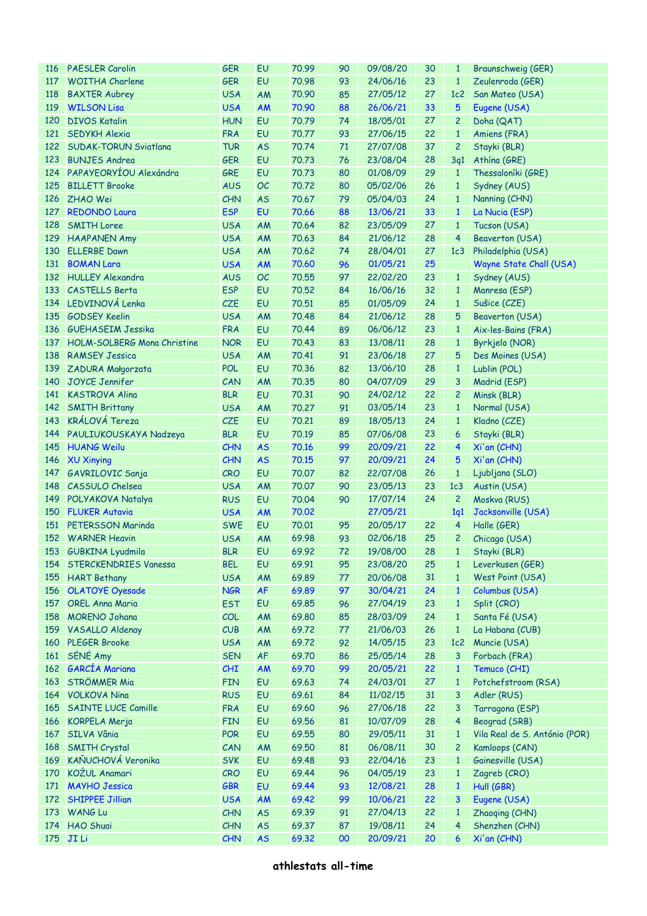| | | | | | | | | | |
|---|---|---|---|---|---|---|---|---|---|
| 116 | PAESLER Carolin | GER | EU | 70.99 | 90 | 09/08/20 | 30 | 1 | Braunschweig (GER) |
| 117 | WOITHA Charlene | GER | EU | 70.98 | 93 | 24/06/16 | 23 | 1 | Zeulenroda (GER) |
| 118 | BAXTER Aubrey | USA | AM | 70.90 | 85 | 27/05/12 | 27 | 1c2 | San Mateo (USA) |
| 119 | WILSON Lisa | USA | AM | 70.90 | 88 | 26/06/21 | 33 | 5 | Eugene (USA) |
| 120 | DIVOS Katalin | HUN | EU | 70.79 | 74 | 18/05/01 | 27 | 2 | Doha (QAT) |
| 121 | SEDYKH Alexia | FRA | EU | 70.77 | 93 | 27/06/15 | 22 | 1 | Amiens (FRA) |
| 122 | SUDAK-TORUN Sviatlana | TUR | AS | 70.74 | 71 | 27/07/08 | 37 | 2 | Stayki (BLR) |
| 123 | BUNJES Andrea | GER | EU | 70.73 | 76 | 23/08/04 | 28 | 3q1 | Athína (GRE) |
| 124 | PAPAYEORYÍOU Alexándra | GRE | EU | 70.73 | 80 | 01/08/09 | 29 | 1 | Thessaloníki (GRE) |
| 125 | BILLETT Brooke | AUS | OC | 70.72 | 80 | 05/02/06 | 26 | 1 | Sydney (AUS) |
| 126 | ZHAO Wei | CHN | AS | 70.67 | 79 | 05/04/03 | 24 | 1 | Nanning (CHN) |
| 127 | REDONDO Laura | ESP | EU | 70.66 | 88 | 13/06/21 | 33 | 1 | La Nucia (ESP) |
| 128 | SMITH Loree | USA | AM | 70.64 | 82 | 23/05/09 | 27 | 1 | Tucson (USA) |
| 129 | HAAPANEN Amy | USA | AM | 70.63 | 84 | 21/06/12 | 28 | 4 | Beaverton (USA) |
| 130 | ELLERBE Dawn | USA | AM | 70.62 | 74 | 28/04/01 | 27 | 1c3 | Philadelphia (USA) |
| 131 | BOMAN Lara | USA | AM | 70.60 | 96 | 01/05/21 | 25 | | Wayne State Chall (USA) |
| 132 | HULLEY Alexandra | AUS | OC | 70.55 | 97 | 22/02/20 | 23 | 1 | Sydney (AUS) |
| 133 | CASTELLS Berta | ESP | EU | 70.52 | 84 | 16/06/16 | 32 | 1 | Manresa (ESP) |
| 134 | LEDVINOVÁ Lenka | CZE | EU | 70.51 | 85 | 01/05/09 | 24 | 1 | Sušice (CZE) |
| 135 | GODSEY Keelin | USA | AM | 70.48 | 84 | 21/06/12 | 28 | 5 | Beaverton (USA) |
| 136 | GUEHASEIM Jessika | FRA | EU | 70.44 | 89 | 06/06/12 | 23 | 1 | Aix-les-Bains (FRA) |
| 137 | HOLM-SOLBERG Mona Christine | NOR | EU | 70.43 | 83 | 13/08/11 | 28 | 1 | Byrkjelo (NOR) |
| 138 | RAMSEY Jessica | USA | AM | 70.41 | 91 | 23/06/18 | 27 | 5 | Des Moines (USA) |
| 139 | ZADURA Małgorzata | POL | EU | 70.36 | 82 | 13/06/10 | 28 | 1 | Lublin (POL) |
| 140 | JOYCE Jennifer | CAN | AM | 70.35 | 80 | 04/07/09 | 29 | 3 | Madrid (ESP) |
| 141 | KASTROVA Alina | BLR | EU | 70.31 | 90 | 24/02/12 | 22 | 2 | Minsk (BLR) |
| 142 | SMITH Brittany | USA | AM | 70.27 | 91 | 03/05/14 | 23 | 1 | Normal (USA) |
| 143 | KRÁLOVÁ Tereza | CZE | EU | 70.21 | 89 | 18/05/13 | 24 | 1 | Kladno (CZE) |
| 144 | PAULIUKOUSKAYA Nadzeya | BLR | EU | 70.19 | 85 | 07/06/08 | 23 | 6 | Stayki (BLR) |
| 145 | HUANG Weilu | CHN | AS | 70.16 | 99 | 20/09/21 | 22 | 4 | Xi'an (CHN) |
| 146 | XU Xinying | CHN | AS | 70.15 | 97 | 20/09/21 | 24 | 5 | Xi'an (CHN) |
| 147 | GAVRILOVIC Sanja | CRO | EU | 70.07 | 82 | 22/07/08 | 26 | 1 | Ljubljana (SLO) |
| 148 | CASSULO Chelsea | USA | AM | 70.07 | 90 | 23/05/13 | 23 | 1c3 | Austin (USA) |
| 149 | POLYAKOVA Natalya | RUS | EU | 70.04 | 90 | 17/07/14 | 24 | 2 | Moskva (RUS) |
| 150 | FLUKER Autavia | USA | AM | 70.02 | | 27/05/21 | | 1q1 | Jacksonville (USA) |
| 151 | PETERSSON Marinda | SWE | EU | 70.01 | 95 | 20/05/17 | 22 | 4 | Halle (GER) |
| 152 | WARNER Heavin | USA | AM | 69.98 | 93 | 02/06/18 | 25 | 2 | Chicago (USA) |
| 153 | GUBKINA Lyudmila | BLR | EU | 69.92 | 72 | 19/08/00 | 28 | 1 | Stayki (BLR) |
| 154 | STERCKENDRIES Vanessa | BEL | EU | 69.91 | 95 | 23/08/20 | 25 | 1 | Leverkusen (GER) |
| 155 | HART Bethany | USA | AM | 69.89 | 77 | 20/06/08 | 31 | 1 | West Point (USA) |
| 156 | OLATOYE Oyesade | NGR | AF | 69.89 | 97 | 30/04/21 | 24 | 1 | Columbus (USA) |
| 157 | OREL Anna Maria | EST | EU | 69.85 | 96 | 27/04/19 | 23 | 1 | Split (CRO) |
| 158 | MORENO Johana | COL | AM | 69.80 | 85 | 28/03/09 | 24 | 1 | Santa Fé (USA) |
| 159 | VASALLO Aldenay | CUB | AM | 69.72 | 77 | 21/06/03 | 26 | 1 | La Habana (CUB) |
| 160 | PLEGER Brooke | USA | AM | 69.72 | 92 | 14/05/15 | 23 | 1c2 | Muncie (USA) |
| 161 | SÉNÉ Amy | SEN | AF | 69.70 | 86 | 25/05/14 | 28 | 3 | Forbach (FRA) |
| 162 | GARCÍA Mariana | CHI | AM | 69.70 | 99 | 20/05/21 | 22 | 1 | Temuco (CHI) |
| 163 | STRÖMMER Mia | FIN | EU | 69.63 | 74 | 24/03/01 | 27 | 1 | Potchefstroom (RSA) |
| 164 | VOLKOVA Nina | RUS | EU | 69.61 | 84 | 11/02/15 | 31 | 3 | Adler (RUS) |
| 165 | SAINTE LUCE Camille | FRA | EU | 69.60 | 96 | 27/06/18 | 22 | 3 | Tarragona (ESP) |
| 166 | KORPELA Merja | FIN | EU | 69.56 | 81 | 10/07/09 | 28 | 4 | Beograd (SRB) |
| 167 | SILVA Vânia | POR | EU | 69.55 | 80 | 29/05/11 | 31 | 1 | Vila Real de S. António (POR) |
| 168 | SMITH Crystal | CAN | AM | 69.50 | 81 | 06/08/11 | 30 | 2 | Kamloops (CAN) |
| 169 | KAŇUCHOVÁ Veronika | SVK | EU | 69.48 | 93 | 22/04/16 | 23 | 1 | Gainesville (USA) |
| 170 | KOŽUL Anamari | CRO | EU | 69.44 | 96 | 04/05/19 | 23 | 1 | Zagreb (CRO) |
| 171 | MAYHO Jessica | GBR | EU | 69.44 | 93 | 12/08/21 | 28 | 1 | Hull (GBR) |
| 172 | SHIPPEE Jillian | USA | AM | 69.42 | 99 | 10/06/21 | 22 | 3 | Eugene (USA) |
| 173 | WANG Lu | CHN | AS | 69.39 | 91 | 27/04/13 | 22 | 1 | Zhaoqing (CHN) |
| 174 | HAO Shuai | CHN | AS | 69.37 | 87 | 19/08/11 | 24 | 4 | Shenzhen (CHN) |
| 175 | JI Li | CHN | AS | 69.32 | 00 | 20/09/21 | 20 | 6 | Xi'an (CHN) |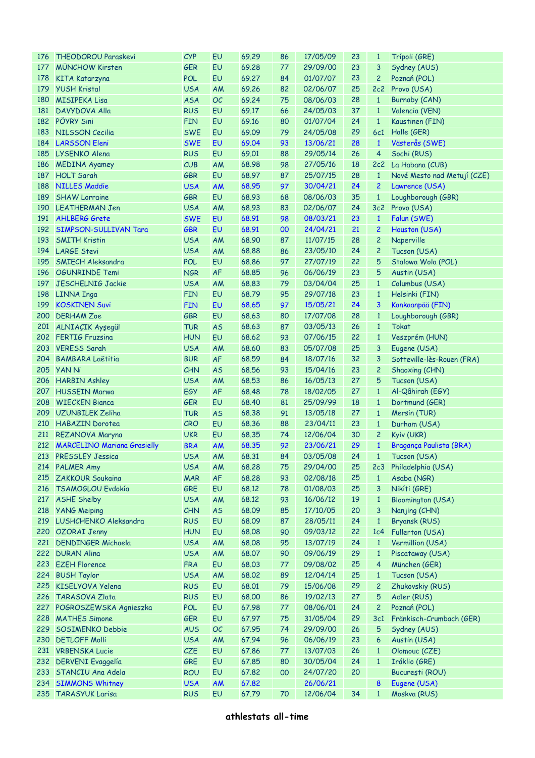| 176 | THEODOROU Paraskevi | CYP | EU | 69.29 | 86 | 17/05/09 | 23 | 1 | Trípoli (GRE) |
|---|---|---|---|---|---|---|---|---|---|
| 177 | MÜNCHOW Kirsten | GER | EU | 69.28 | 77 | 29/09/00 | 23 | 3 | Sydney (AUS) |
| 178 | KITA Katarzyna | POL | EU | 69.27 | 84 | 01/07/07 | 23 | 2 | Poznań (POL) |
| 179 | YUSH Kristal | USA | AM | 69.26 | 82 | 02/06/07 | 25 | 2c2 | Provo (USA) |
| 180 | MISIPEKA Lisa | ASA | OC | 69.24 | 75 | 08/06/03 | 28 | 1 | Burnaby (CAN) |
| 181 | DAVYDOVA Alla | RUS | EU | 69.17 | 66 | 24/05/03 | 37 | 1 | Valencia (VEN) |
| 182 | PÖYRY Sini | FIN | EU | 69.16 | 80 | 01/07/04 | 24 | 1 | Kaustinen (FIN) |
| 183 | NILSSON Cecilia | SWE | EU | 69.09 | 79 | 24/05/08 | 29 | 6c1 | Halle (GER) |
| 184 | LARSSON Eleni | SWE | EU | 69.04 | 93 | 13/06/21 | 28 | 1 | Västerås (SWE) |
| 185 | LYSENKO Alena | RUS | EU | 69.01 | 88 | 29/05/14 | 26 | 4 | Sochi (RUS) |
| 186 | MEDINA Ayamey | CUB | AM | 68.98 | 98 | 27/05/16 | 18 | 2c2 | La Habana (CUB) |
| 187 | HOLT Sarah | GBR | EU | 68.97 | 87 | 25/07/15 | 28 | 1 | Nové Mesto nad Metují (CZE) |
| 188 | NILLES Maddie | USA | AM | 68.95 | 97 | 30/04/21 | 24 | 2 | Lawrence (USA) |
| 189 | SHAW Lorraine | GBR | EU | 68.93 | 68 | 08/06/03 | 35 | 1 | Loughborough (GBR) |
| 190 | LEATHERMAN Jen | USA | AM | 68.93 | 83 | 02/06/07 | 24 | 3c2 | Provo (USA) |
| 191 | AHLBERG Grete | SWE | EU | 68.91 | 98 | 08/03/21 | 23 | 1 | Falun (SWE) |
| 192 | SIMPSON-SULLIVAN Tara | GBR | EU | 68.91 | 00 | 24/04/21 | 21 | 2 | Houston (USA) |
| 193 | SMITH Kristin | USA | AM | 68.90 | 87 | 11/07/15 | 28 | 2 | Naperville |
| 194 | LARGE Stevi | USA | AM | 68.88 | 86 | 23/05/10 | 24 | 2 | Tucson (USA) |
| 195 | SMIECH Aleksandra | POL | EU | 68.86 | 97 | 27/07/19 | 22 | 5 | Stalowa Wola (POL) |
| 196 | OGUNRINDE Temi | NGR | AF | 68.85 | 96 | 06/06/19 | 23 | 5 | Austin (USA) |
| 197 | JESCHELNIG Jackie | USA | AM | 68.83 | 79 | 03/04/04 | 25 | 1 | Columbus (USA) |
| 198 | LINNA Inga | FIN | EU | 68.79 | 95 | 29/07/18 | 23 | 1 | Helsinki (FIN) |
| 199 | KOSKINEN Suvi | FIN | EU | 68.65 | 97 | 15/05/21 | 24 | 3 | Kankaanpää (FIN) |
| 200 | DERHAM Zoe | GBR | EU | 68.63 | 80 | 17/07/08 | 28 | 1 | Loughborough (GBR) |
| 201 | ALNIAÇIK Ayşegül | TUR | AS | 68.63 | 87 | 03/05/13 | 26 | 1 | Tokat |
| 202 | FERTIG Fruzsina | HUN | EU | 68.62 | 93 | 07/06/15 | 22 | 1 | Veszprém (HUN) |
| 203 | VERESS Sarah | USA | AM | 68.60 | 83 | 05/07/08 | 25 | 3 | Eugene (USA) |
| 204 | BAMBARA Laëtitia | BUR | AF | 68.59 | 84 | 18/07/16 | 32 | 3 | Sotteville-lès-Rouen (FRA) |
| 205 | YAN Ni | CHN | AS | 68.56 | 93 | 15/04/16 | 23 | 2 | Shaoxing (CHN) |
| 206 | HARBIN Ashley | USA | AM | 68.53 | 86 | 16/05/13 | 27 | 5 | Tucson (USA) |
| 207 | HUSSEIN Marwa | EGY | AF | 68.48 | 78 | 18/02/05 | 27 | 1 | Al-Qâhirah (EGY) |
| 208 | WIECKEN Bianca | GER | EU | 68.40 | 81 | 25/09/99 | 18 | 1 | Dortmund (GER) |
| 209 | UZUNBILEK Zeliha | TUR | AS | 68.38 | 91 | 13/05/18 | 27 | 1 | Mersin (TUR) |
| 210 | HABAZIN Dorotea | CRO | EU | 68.36 | 88 | 23/04/11 | 23 | 1 | Durham (USA) |
| 211 | REZANOVA Maryna | UKR | EU | 68.35 | 74 | 12/06/04 | 30 | 2 | Kyiv (UKR) |
| 212 | MARCELINO Mariana Grasielly | BRA | AM | 68.35 | 92 | 23/06/21 | 29 | 1 | Bragança Paulista (BRA) |
| 213 | PRESSLEY Jessica | USA | AM | 68.31 | 84 | 03/05/08 | 24 | 1 | Tucson (USA) |
| 214 | PALMER Amy | USA | AM | 68.28 | 75 | 29/04/00 | 25 | 2c3 | Philadelphia (USA) |
| 215 | ZAKKOUR Soukaina | MAR | AF | 68.28 | 93 | 02/08/18 | 25 | 1 | Asaba (NGR) |
| 216 | TSAMOGLOU Evdokía | GRE | EU | 68.12 | 78 | 01/08/03 | 25 | 3 | Nikíti (GRE) |
| 217 | ASHE Shelby | USA | AM | 68.12 | 93 | 16/06/12 | 19 | 1 | Bloomington (USA) |
| 218 | YANG Meiping | CHN | AS | 68.09 | 85 | 17/10/05 | 20 | 3 | Nanjing (CHN) |
| 219 | LUSHCHENKO Aleksandra | RUS | EU | 68.09 | 87 | 28/05/11 | 24 | 1 | Bryansk (RUS) |
| 220 | OZORAI Jenny | HUN | EU | 68.08 | 90 | 09/03/12 | 22 | 1c4 | Fullerton (USA) |
| 221 | DENDINGER Michaela | USA | AM | 68.08 | 95 | 13/07/19 | 24 | 1 | Vermillion (USA) |
| 222 | DURAN Alina | USA | AM | 68.07 | 90 | 09/06/19 | 29 | 1 | Piscataway (USA) |
| 223 | EZEH Florence | FRA | EU | 68.03 | 77 | 09/08/02 | 25 | 4 | München (GER) |
| 224 | BUSH Taylor | USA | AM | 68.02 | 89 | 12/04/14 | 25 | 1 | Tucson (USA) |
| 225 | KISELYOVA Yelena | RUS | EU | 68.01 | 79 | 15/06/08 | 29 | 2 | Zhukovskiy (RUS) |
| 226 | TARASOVA Zlata | RUS | EU | 68.00 | 86 | 19/02/13 | 27 | 5 | Adler (RUS) |
| 227 | POGROSZEWSKA Agnieszka | POL | EU | 67.98 | 77 | 08/06/01 | 24 | 2 | Poznań (POL) |
| 228 | MATHES Simone | GER | EU | 67.97 | 75 | 31/05/04 | 29 | 3c1 | Fränkisch-Crumbach (GER) |
| 229 | SOSIMENKO Debbie | AUS | OC | 67.95 | 74 | 29/09/00 | 26 | 5 | Sydney (AUS) |
| 230 | DETLOFF Molli | USA | AM | 67.94 | 96 | 06/06/19 | 23 | 6 | Austin (USA) |
| 231 | VRBENSKA Lucie | CZE | EU | 67.86 | 77 | 13/07/03 | 26 | 1 | Olomouc (CZE) |
| 232 | DERVENI Evaggelía | GRE | EU | 67.85 | 80 | 30/05/04 | 24 | 1 | Iráklio (GRE) |
| 233 | STANCIU Ana Adela | ROU | EU | 67.82 | 00 | 24/07/20 | 20 | | Bucureşti (ROU) |
| 234 | SIMMONS Whitney | USA | AM | 67.82 | | 26/06/21 | | 8 | Eugene (USA) |
| 235 | TARASYUK Larisa | RUS | EU | 67.79 | 70 | 12/06/04 | 34 | 1 | Moskva (RUS) |

**athlestats all-time**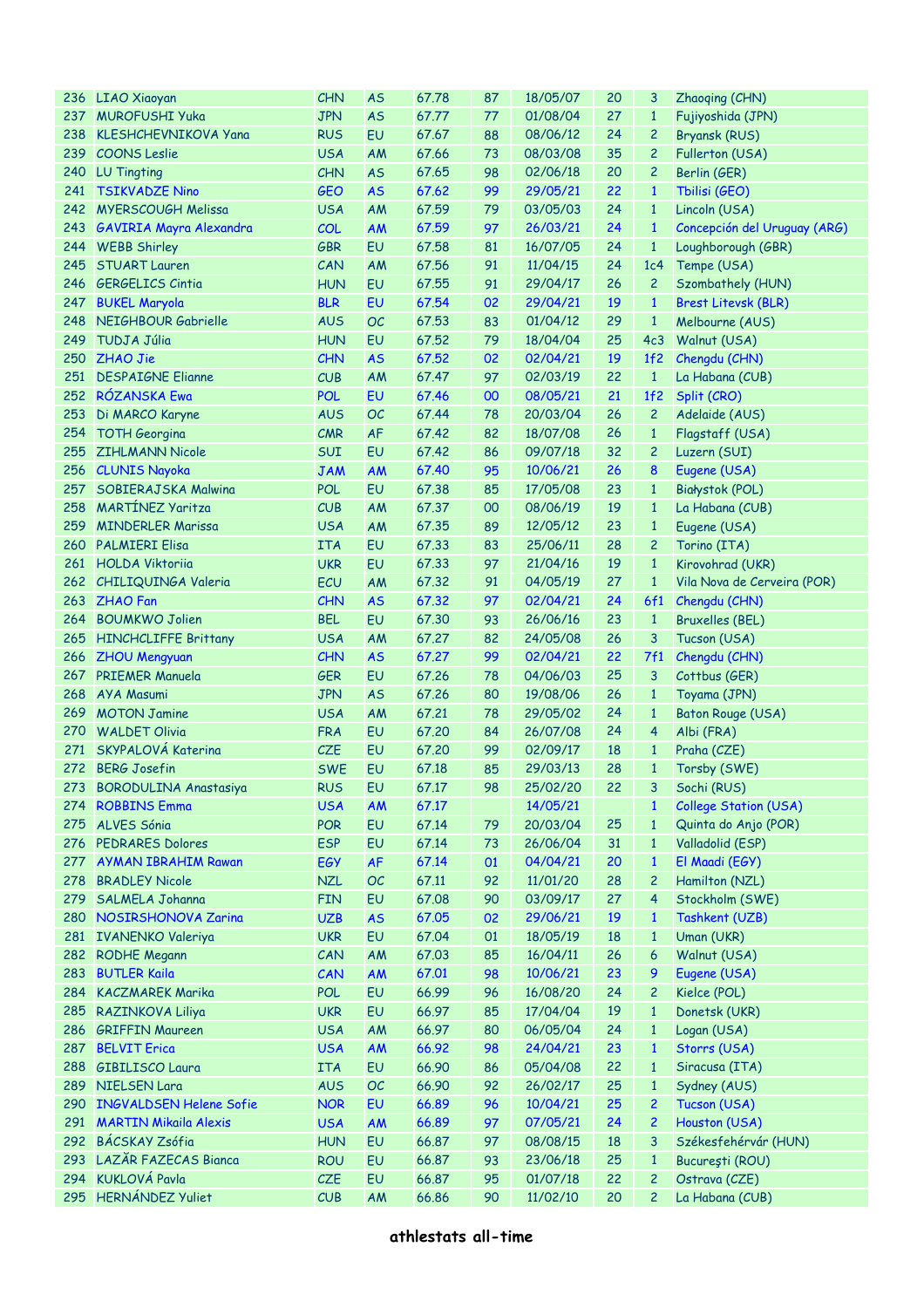| | | | | | | | | | |
|---|---|---|---|---|---|---|---|---|---|
| 236 | LIAO Xiaoyan | CHN | AS | 67.78 | 87 | 18/05/07 | 20 | 3 | Zhaoqing (CHN) |
| 237 | MUROFUSHI Yuka | JPN | AS | 67.77 | 77 | 01/08/04 | 27 | 1 | Fujiyoshida (JPN) |
| 238 | KLESHCHEVNIKOVA Yana | RUS | EU | 67.67 | 88 | 08/06/12 | 24 | 2 | Bryansk (RUS) |
| 239 | COONS Leslie | USA | AM | 67.66 | 73 | 08/03/08 | 35 | 2 | Fullerton (USA) |
| 240 | LU Tingting | CHN | AS | 67.65 | 98 | 02/06/18 | 20 | 2 | Berlin (GER) |
| 241 | TSIKVADZE Nino | GEO | AS | 67.62 | 99 | 29/05/21 | 22 | 1 | Tbilisi (GEO) |
| 242 | MYERSCOUGH Melissa | USA | AM | 67.59 | 79 | 03/05/03 | 24 | 1 | Lincoln (USA) |
| 243 | GAVIRIA Mayra Alexandra | COL | AM | 67.59 | 97 | 26/03/21 | 24 | 1 | Concepción del Uruguay (ARG) |
| 244 | WEBB Shirley | GBR | EU | 67.58 | 81 | 16/07/05 | 24 | 1 | Loughborough (GBR) |
| 245 | STUART Lauren | CAN | AM | 67.56 | 91 | 11/04/15 | 24 | 1c4 | Tempe (USA) |
| 246 | GERGELICS Cintia | HUN | EU | 67.55 | 91 | 29/04/17 | 26 | 2 | Szombathely (HUN) |
| 247 | BUKEL Maryola | BLR | EU | 67.54 | 02 | 29/04/21 | 19 | 1 | Brest Litevsk (BLR) |
| 248 | NEIGHBOUR Gabrielle | AUS | OC | 67.53 | 83 | 01/04/12 | 29 | 1 | Melbourne (AUS) |
| 249 | TUDJA Júlia | HUN | EU | 67.52 | 79 | 18/04/04 | 25 | 4c3 | Walnut (USA) |
| 250 | ZHAO Jie | CHN | AS | 67.52 | 02 | 02/04/21 | 19 | 1f2 | Chengdu (CHN) |
| 251 | DESPAIGNE Elianne | CUB | AM | 67.47 | 97 | 02/03/19 | 22 | 1 | La Habana (CUB) |
| 252 | RÓZANSKA Ewa | POL | EU | 67.46 | 00 | 08/05/21 | 21 | 1f2 | Split (CRO) |
| 253 | Di MARCO Karyne | AUS | OC | 67.44 | 78 | 20/03/04 | 26 | 2 | Adelaide (AUS) |
| 254 | TOTH Georgina | CMR | AF | 67.42 | 82 | 18/07/08 | 26 | 1 | Flagstaff (USA) |
| 255 | ZIHLMANN Nicole | SUI | EU | 67.42 | 86 | 09/07/18 | 32 | 2 | Luzern (SUI) |
| 256 | CLUNIS Nayoka | JAM | AM | 67.40 | 95 | 10/06/21 | 26 | 8 | Eugene (USA) |
| 257 | SOBIERAJSKA Malwina | POL | EU | 67.38 | 85 | 17/05/08 | 23 | 1 | Białystok (POL) |
| 258 | MARTÍNEZ Yaritza | CUB | AM | 67.37 | 00 | 08/06/19 | 19 | 1 | La Habana (CUB) |
| 259 | MINDERLER Marissa | USA | AM | 67.35 | 89 | 12/05/12 | 23 | 1 | Eugene (USA) |
| 260 | PALMIERI Elisa | ITA | EU | 67.33 | 83 | 25/06/11 | 28 | 2 | Torino (ITA) |
| 261 | HOLDA Viktoriia | UKR | EU | 67.33 | 97 | 21/04/16 | 19 | 1 | Kirovohrad (UKR) |
| 262 | CHILIQUINGA Valeria | ECU | AM | 67.32 | 91 | 04/05/19 | 27 | 1 | Vila Nova de Cerveira (POR) |
| 263 | ZHAO Fan | CHN | AS | 67.32 | 97 | 02/04/21 | 24 | 6f1 | Chengdu (CHN) |
| 264 | BOUMKWO Jolien | BEL | EU | 67.30 | 93 | 26/06/16 | 23 | 1 | Bruxelles (BEL) |
| 265 | HINCHCLIFFE Brittany | USA | AM | 67.27 | 82 | 24/05/08 | 26 | 3 | Tucson (USA) |
| 266 | ZHOU Mengyuan | CHN | AS | 67.27 | 99 | 02/04/21 | 22 | 7f1 | Chengdu (CHN) |
| 267 | PRIEMER Manuela | GER | EU | 67.26 | 78 | 04/06/03 | 25 | 3 | Cottbus (GER) |
| 268 | AYA Masumi | JPN | AS | 67.26 | 80 | 19/08/06 | 26 | 1 | Toyama (JPN) |
| 269 | MOTON Jamine | USA | AM | 67.21 | 78 | 29/05/02 | 24 | 1 | Baton Rouge (USA) |
| 270 | WALDET Olivia | FRA | EU | 67.20 | 84 | 26/07/08 | 24 | 4 | Albi (FRA) |
| 271 | SKYPALOVÁ Katerina | CZE | EU | 67.20 | 99 | 02/09/17 | 18 | 1 | Praha (CZE) |
| 272 | BERG Josefin | SWE | EU | 67.18 | 85 | 29/03/13 | 28 | 1 | Torsby (SWE) |
| 273 | BORODULINA Anastasiya | RUS | EU | 67.17 | 98 | 25/02/20 | 22 | 3 | Sochi (RUS) |
| 274 | ROBBINS Emma | USA | AM | 67.17 | | 14/05/21 | | 1 | College Station (USA) |
| 275 | ALVES Sónia | POR | EU | 67.14 | 79 | 20/03/04 | 25 | 1 | Quinta do Anjo (POR) |
| 276 | PEDRARES Dolores | ESP | EU | 67.14 | 73 | 26/06/04 | 31 | 1 | Valladolid (ESP) |
| 277 | AYMAN IBRAHIM Rawan | EGY | AF | 67.14 | 01 | 04/04/21 | 20 | 1 | El Maadi (EGY) |
| 278 | BRADLEY Nicole | NZL | OC | 67.11 | 92 | 11/01/20 | 28 | 2 | Hamilton (NZL) |
| 279 | SALMELA Johanna | FIN | EU | 67.08 | 90 | 03/09/17 | 27 | 4 | Stockholm (SWE) |
| 280 | NOSIRSHONOVA Zarina | UZB | AS | 67.05 | 02 | 29/06/21 | 19 | 1 | Tashkent (UZB) |
| 281 | IVANENKO Valeriya | UKR | EU | 67.04 | 01 | 18/05/19 | 18 | 1 | Uman (UKR) |
| 282 | RODHE Megann | CAN | AM | 67.03 | 85 | 16/04/11 | 26 | 6 | Walnut (USA) |
| 283 | BUTLER Kaila | CAN | AM | 67.01 | 98 | 10/06/21 | 23 | 9 | Eugene (USA) |
| 284 | KACZMAREK Marika | POL | EU | 66.99 | 96 | 16/08/20 | 24 | 2 | Kielce (POL) |
| 285 | RAZINKOVA Liliya | UKR | EU | 66.97 | 85 | 17/04/04 | 19 | 1 | Donetsk (UKR) |
| 286 | GRIFFIN Maureen | USA | AM | 66.97 | 80 | 06/05/04 | 24 | 1 | Logan (USA) |
| 287 | BELVIT Erica | USA | AM | 66.92 | 98 | 24/04/21 | 23 | 1 | Storrs (USA) |
| 288 | GIBILISCO Laura | ITA | EU | 66.90 | 86 | 05/04/08 | 22 | 1 | Siracusa (ITA) |
| 289 | NIELSEN Lara | AUS | OC | 66.90 | 92 | 26/02/17 | 25 | 1 | Sydney (AUS) |
| 290 | INGVALDSEN Helene Sofie | NOR | EU | 66.89 | 96 | 10/04/21 | 25 | 2 | Tucson (USA) |
| 291 | MARTIN Mikaila Alexis | USA | AM | 66.89 | 97 | 07/05/21 | 24 | 2 | Houston (USA) |
| 292 | BÁCSKAY Zsófia | HUN | EU | 66.87 | 97 | 08/08/15 | 18 | 3 | Székesfehérvár (HUN) |
| 293 | LAZĂR FAZECAS Bianca | ROU | EU | 66.87 | 93 | 23/06/18 | 25 | 1 | Bucureşti (ROU) |
| 294 | KUKLOVÁ Pavla | CZE | EU | 66.87 | 95 | 01/07/18 | 22 | 2 | Ostrava (CZE) |
| 295 | HERNÁNDEZ Yuliet | CUB | AM | 66.86 | 90 | 11/02/10 | 20 | 2 | La Habana (CUB) |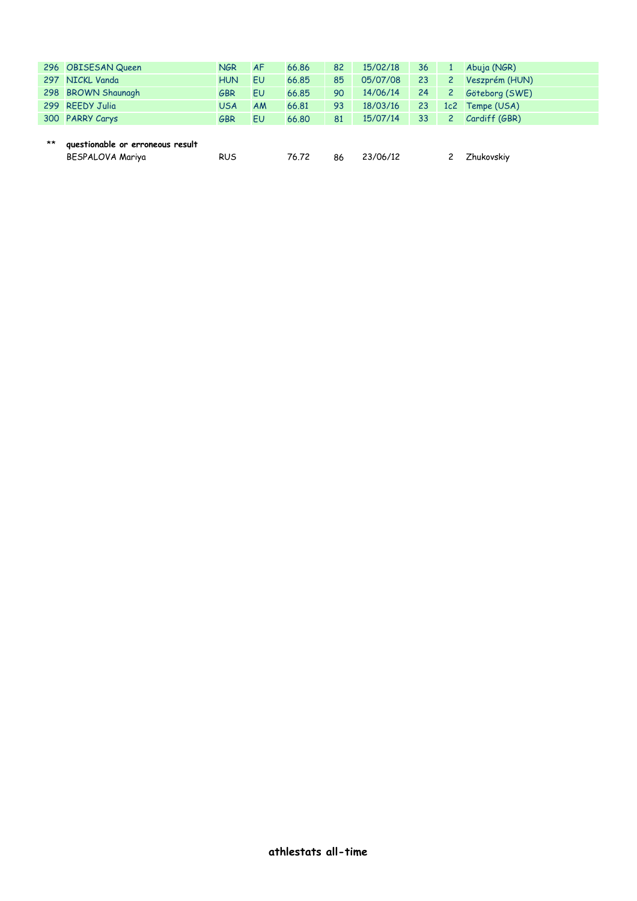| | | | | | | | | | |
|---|---|---|---|---|---|---|---|---|---|
| 296 | OBISESAN Queen | NGR | AF | 66.86 | 82 | 15/02/18 | 36 | 1 | Abuja (NGR) |
| 297 | NICKL Vanda | HUN | EU | 66.85 | 85 | 05/07/08 | 23 | 2 | Veszprém (HUN) |
| 298 | BROWN Shaunagh | GBR | EU | 66.85 | 90 | 14/06/14 | 24 | 2 | Göteborg (SWE) |
| 299 | REEDY Julia | USA | AM | 66.81 | 93 | 18/03/16 | 23 | 1c2 | Tempe (USA) |
| 300 | PARRY Carys | GBR | EU | 66.80 | 81 | 15/07/14 | 33 | 2 | Cardiff (GBR) |

| | | | | | | | | | |
|---|---|---|---|---|---|---|---|---|---|
| ** | **questionable or erroneous result** | | | | | | | | |
| | BESPALOVA Mariya | RUS | | 76.72 | 86 | 23/06/12 | | 2 | Zhukovskiy |

**athlestats all-time**